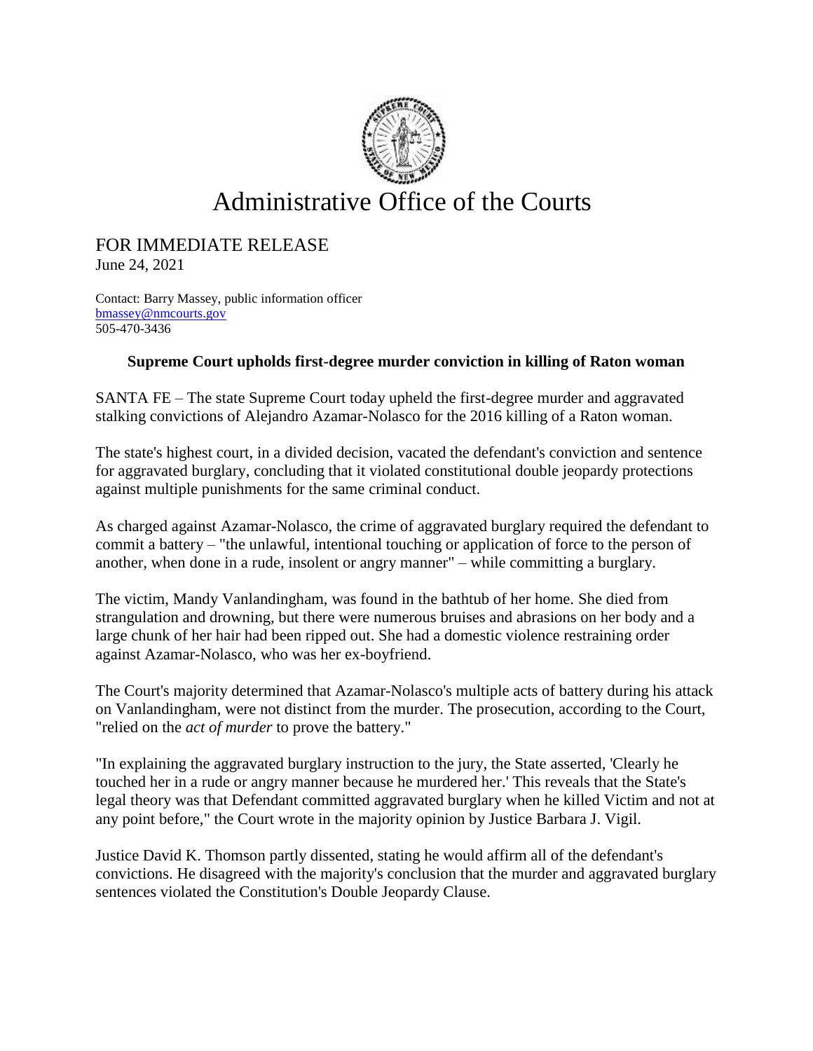# Administrative Office of the Courts

FOR IMMEDIATE RELEASE
June 24, 2021

Contact: Barry Massey, public information officer
bmassey@nmcourts.gov
505-470-3436

**Supreme Court upholds first-degree murder conviction in killing of Raton woman**

SANTA FE – The state Supreme Court today upheld the first-degree murder and aggravated stalking convictions of Alejandro Azamar-Nolasco for the 2016 killing of a Raton woman.

The state's highest court, in a divided decision, vacated the defendant's conviction and sentence for aggravated burglary, concluding that it violated constitutional double jeopardy protections against multiple punishments for the same criminal conduct.

As charged against Azamar-Nolasco, the crime of aggravated burglary required the defendant to commit a battery – "the unlawful, intentional touching or application of force to the person of another, when done in a rude, insolent or angry manner" – while committing a burglary.

The victim, Mandy Vanlandingham, was found in the bathtub of her home. She died from strangulation and drowning, but there were numerous bruises and abrasions on her body and a large chunk of her hair had been ripped out. She had a domestic violence restraining order against Azamar-Nolasco, who was her ex-boyfriend.

The Court's majority determined that Azamar-Nolasco's multiple acts of battery during his attack on Vanlandingham, were not distinct from the murder. The prosecution, according to the Court, "relied on the *act of murder* to prove the battery."

"In explaining the aggravated burglary instruction to the jury, the State asserted, 'Clearly he touched her in a rude or angry manner because he murdered her.' This reveals that the State's legal theory was that Defendant committed aggravated burglary when he killed Victim and not at any point before," the Court wrote in the majority opinion by Justice Barbara J. Vigil.

Justice David K. Thomson partly dissented, stating he would affirm all of the defendant's convictions. He disagreed with the majority's conclusion that the murder and aggravated burglary sentences violated the Constitution's Double Jeopardy Clause.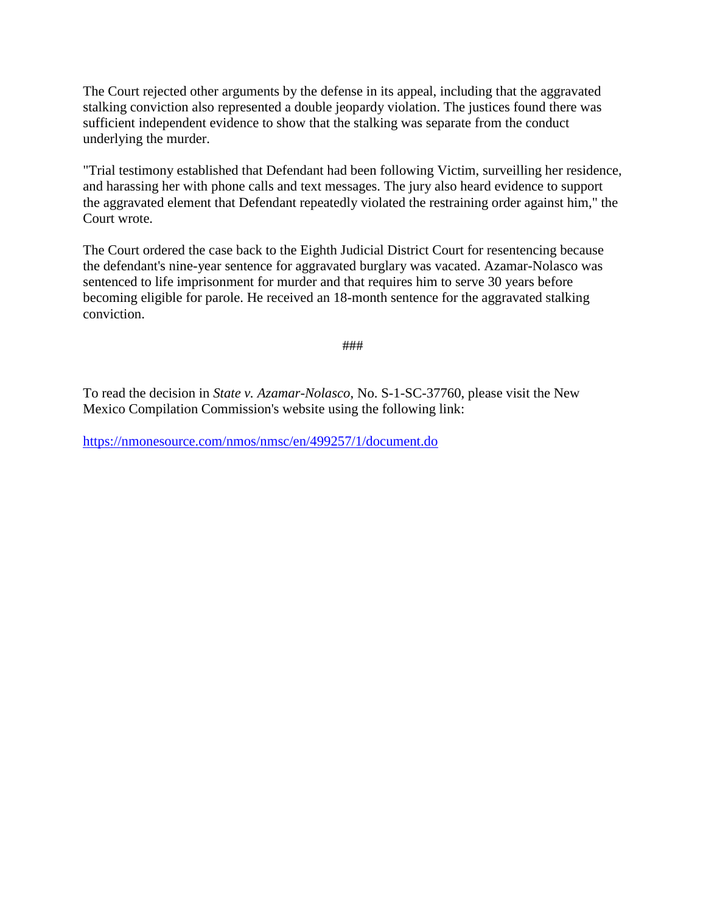The Court rejected other arguments by the defense in its appeal, including that the aggravated stalking conviction also represented a double jeopardy violation. The justices found there was sufficient independent evidence to show that the stalking was separate from the conduct underlying the murder.

"Trial testimony established that Defendant had been following Victim, surveilling her residence, and harassing her with phone calls and text messages. The jury also heard evidence to support the aggravated element that Defendant repeatedly violated the restraining order against him," the Court wrote.

The Court ordered the case back to the Eighth Judicial District Court for resentencing because the defendant's nine-year sentence for aggravated burglary was vacated. Azamar-Nolasco was sentenced to life imprisonment for murder and that requires him to serve 30 years before becoming eligible for parole. He received an 18-month sentence for the aggravated stalking conviction.

###

To read the decision in *State v. Azamar-Nolasco*, No. S-1-SC-37760, please visit the New Mexico Compilation Commission's website using the following link:

https://nmonesource.com/nmos/nmsc/en/499257/1/document.do